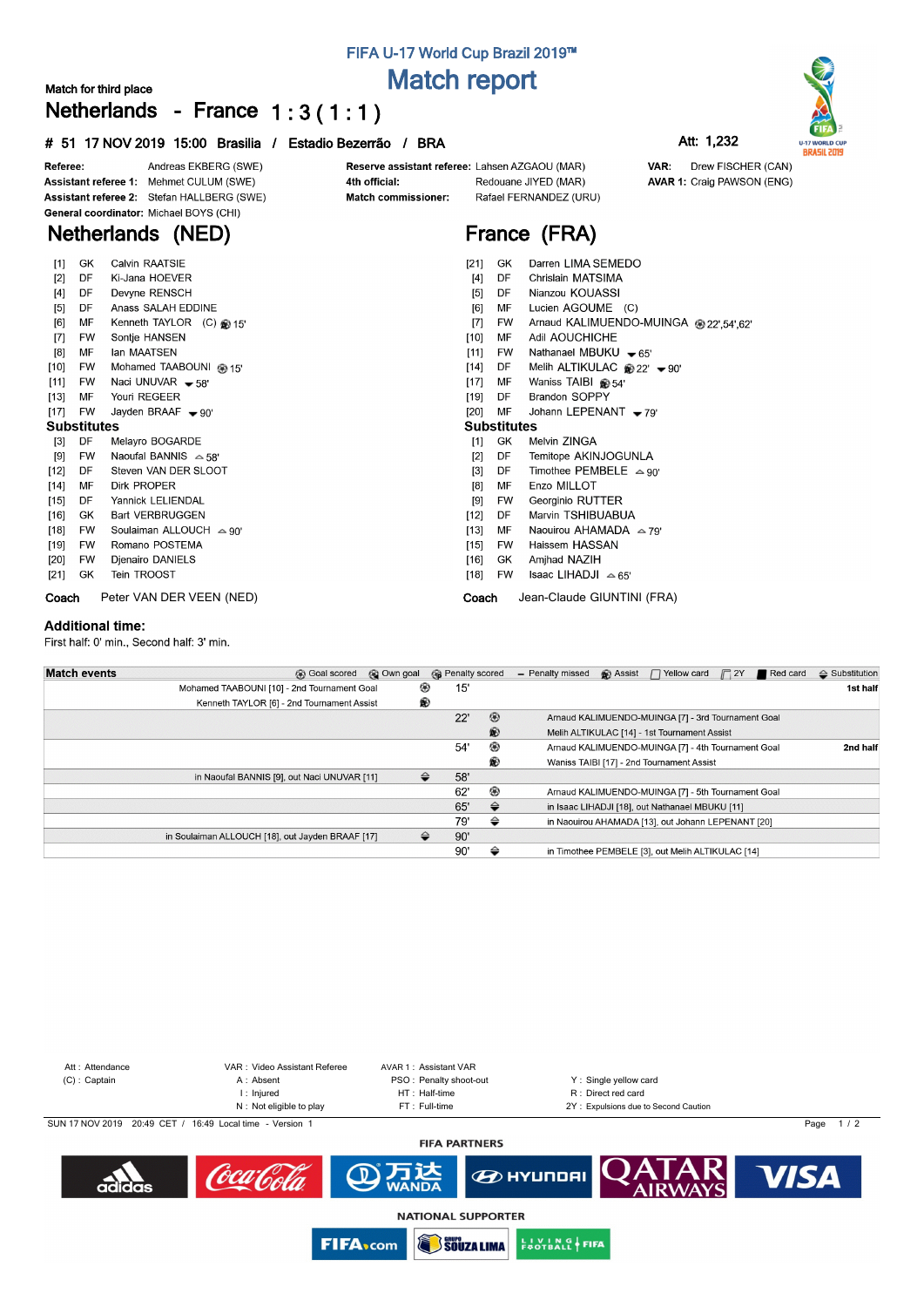# FIFA U-17 World Cup Brazil 2019™

## Match report

Match for third place

## Netherlands - France 1 : 3 ( 1 : 1 )

**# 51 17 NOV 2019 15:00 Brasilia / Estadio Bezerrão / BRA**

Att: 1,232

| | | | | | |
|---|---|---|---|---|---|
| **Referee:** | Andreas EKBERG (SWE) | **Reserve assistant referee:** | Lahsen AZGAOU (MAR) | **VAR:** | Drew FISCHER (CAN) |
| **Assistant referee 1:** | Mehmet CULUM (SWE) | **4th official:** | Redouane JIYED (MAR) | **AVAR 1:** | Craig PAWSON (ENG) |
| **Assistant referee 2:** | Stefan HALLBERG (SWE) | **Match commissioner:** | Rafael FERNANDEZ (URU) | | |
| **General coordinator:** | Michael BOYS (CHI) | | | | |

## Netherlands (NED)

| # | Pos | Player | Events |
|---|---|---|---|
| [1] | GK | Calvin RAATSIE | |
| [2] | DF | Ki-Jana HOEVER | |
| [4] | DF | Devyne RENSCH | |
| [5] | DF | Anass SALAH EDDINE | |
| [6] | MF | Kenneth TAYLOR (C) | Assist 15' |
| [7] | FW | Sontje HANSEN | |
| [8] | MF | Ian MAATSEN | |
| [10] | FW | Mohamed TAABOUNI | Goal 15' |
| [11] | FW | Naci UNUVAR | Out 58' |
| [13] | MF | Youri REGEER | |
| [17] | FW | Jayden BRAAF | Out 90' |

**Substitutes**

| # | Pos | Player | Events |
|---|---|---|---|
| [3] | DF | Melayro BOGARDE | |
| [9] | FW | Naoufal BANNIS | In 58' |
| [12] | DF | Steven VAN DER SLOOT | |
| [14] | MF | Dirk PROPER | |
| [15] | DF | Yannick LELIENDAL | |
| [16] | GK | Bart VERBRUGGEN | |
| [18] | FW | Soulaiman ALLOUCH | In 90' |
| [19] | FW | Romano POSTEMA | |
| [20] | FW | Djenairo DANIELS | |
| [21] | GK | Tein TROOST | |

**Coach** Peter VAN DER VEEN (NED)

## France (FRA)

| # | Pos | Player | Events |
|---|---|---|---|
| [21] | GK | Darren LIMA SEMEDO | |
| [4] | DF | Chrislain MATSIMA | |
| [5] | DF | Nianzou KOUASSI | |
| [6] | MF | Lucien AGOUME (C) | |
| [7] | FW | Arnaud KALIMUENDO-MUINGA | Goal 22',54',62' |
| [10] | MF | Adil AOUCHICHE | |
| [11] | FW | Nathanael MBUKU | Out 65' |
| [14] | DF | Melih ALTIKULAC | Assist 22', Out 90' |
| [17] | MF | Waniss TAIBI | Assist 54' |
| [19] | DF | Brandon SOPPY | |
| [20] | MF | Johann LEPENANT | Out 79' |

**Substitutes**

| # | Pos | Player | Events |
|---|---|---|---|
| [1] | GK | Melvin ZINGA | |
| [2] | DF | Temitope AKINJOGUNLA | |
| [3] | DF | Timothee PEMBELE | In 90' |
| [8] | MF | Enzo MILLOT | |
| [9] | FW | Georginio RUTTER | |
| [12] | DF | Marvin TSHIBUABUA | |
| [13] | MF | Naouirou AHAMADA | In 79' |
| [15] | FW | Haissem HASSAN | |
| [16] | GK | Amjhad NAZIH | |
| [18] | FW | Isaac LIHADJI | In 65' |

**Coach** Jean-Claude GIUNTINI (FRA)

### Additional time:

First half: 0' min., Second half: 3' min.

## Match events

Legend: Goal scored, Own goal, Penalty scored, Penalty missed, Assist, Yellow card, 2Y, Red card, Substitution

| Netherlands | Min | France | Half |
|---|---|---|---|
| Mohamed TAABOUNI [10] - 2nd Tournament Goal (Goal) | 15' | | 1st half |
| Kenneth TAYLOR [6] - 2nd Tournament Assist (Assist) | | | |
| | 22' | Arnaud KALIMUENDO-MUINGA [7] - 3rd Tournament Goal (Goal) | |
| | | Melih ALTIKULAC [14] - 1st Tournament Assist (Assist) | |
| | 54' | Arnaud KALIMUENDO-MUINGA [7] - 4th Tournament Goal (Goal) | 2nd half |
| | | Waniss TAIBI [17] - 2nd Tournament Assist (Assist) | |
| in Naoufal BANNIS [9], out Naci UNUVAR [11] (Substitution) | 58' | | |
| | 62' | Arnaud KALIMUENDO-MUINGA [7] - 5th Tournament Goal (Goal) | |
| | 65' | in Isaac LIHADJI [18], out Nathanael MBUKU [11] (Substitution) | |
| | 79' | in Naouirou AHAMADA [13], out Johann LEPENANT [20] (Substitution) | |
| in Soulaiman ALLOUCH [18], out Jayden BRAAF [17] (Substitution) | 90' | | |
| | 90' | in Timothee PEMBELE [3], out Melih ALTIKULAC [14] (Substitution) | |

Att : Attendance
(C) : Captain
VAR : Video Assistant Referee
A : Absent
I : Injured
N : Not eligible to play
AVAR 1 : Assistant VAR
PSO : Penalty shoot-out
HT : Half-time
FT : Full-time
Y : Single yellow card
R : Direct red card
2Y : Expulsions due to Second Caution

SUN 17 NOV 2019 20:49 CET / 16:49 Local time - Version 1

FIFA PARTNERS

NATIONAL SUPPORTER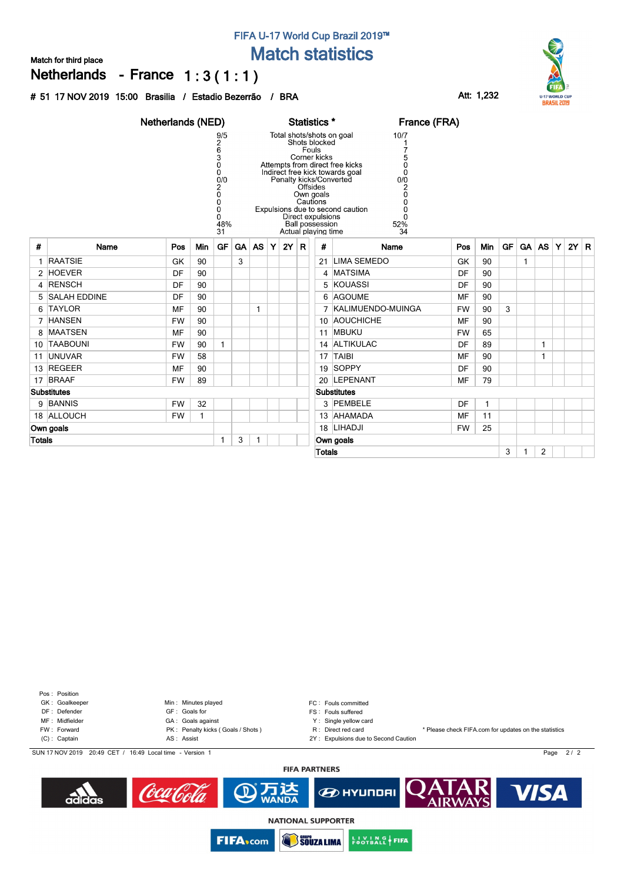FIFA U-17 World Cup Brazil 2019™

# Match statistics

Match for third place

## Netherlands - France 1 : 3 ( 1 : 1 )

# 51 17 NOV 2019 15:00 Brasilia / Estadio Bezerrão / BRA

Att: 1,232

| Netherlands (NED) | Statistics * | France (FRA) |
|---|---|---|
| 9/5 | Total shots/shots on goal | 10/7 |
| 2 | Shots blocked | 1 |
| 6 | Fouls | 7 |
| 3 | Corner kicks | 5 |
| 0 | Attempts from direct free kicks | 0 |
| 0 | Indirect free kick towards goal | 0 |
| 0/0 | Penalty kicks/Converted | 0/0 |
| 2 | Offsides | 2 |
| 0 | Own goals | 0 |
| 0 | Cautions | 0 |
| 0 | Expulsions due to second caution | 0 |
| 0 | Direct expulsions | 0 |
| 48% | Ball possession | 52% |
| 31 | Actual playing time | 34 |

| # | Name | Pos | Min | GF | GA | AS | Y | 2Y | R |
|---|---|---|---|---|---|---|---|---|---|
| 1 | RAATSIE | GK | 90 | | 3 | | | | |
| 2 | HOEVER | DF | 90 | | | | | | |
| 4 | RENSCH | DF | 90 | | | | | | |
| 5 | SALAH EDDINE | DF | 90 | | | | | | |
| 6 | TAYLOR | MF | 90 | | | 1 | | | |
| 7 | HANSEN | FW | 90 | | | | | | |
| 8 | MAATSEN | MF | 90 | | | | | | |
| 10 | TAABOUNI | FW | 90 | 1 | | | | | |
| 11 | UNUVAR | FW | 58 | | | | | | |
| 13 | REGEER | MF | 90 | | | | | | |
| 17 | BRAAF | FW | 89 | | | | | | |
| **Substitutes** | | | | | | | | | |
| 9 | BANNIS | FW | 32 | | | | | | |
| 18 | ALLOUCH | FW | 1 | | | | | | |
| **Own goals** | | | | | | | | | |
| **Totals** | | | | 1 | 3 | 1 | | | |

| # | Name | Pos | Min | GF | GA | AS | Y | 2Y | R |
|---|---|---|---|---|---|---|---|---|---|
| 21 | LIMA SEMEDO | GK | 90 | | 1 | | | | |
| 4 | MATSIMA | DF | 90 | | | | | | |
| 5 | KOUASSI | DF | 90 | | | | | | |
| 6 | AGOUME | MF | 90 | | | | | | |
| 7 | KALIMUENDO-MUINGA | FW | 90 | 3 | | | | | |
| 10 | AOUCHICHE | MF | 90 | | | | | | |
| 11 | MBUKU | FW | 65 | | | | | | |
| 14 | ALTIKULAC | DF | 89 | | | 1 | | | |
| 17 | TAIBI | MF | 90 | | | 1 | | | |
| 19 | SOPPY | DF | 90 | | | | | | |
| 20 | LEPENANT | MF | 79 | | | | | | |
| **Substitutes** | | | | | | | | | |
| 3 | PEMBELE | DF | 1 | | | | | | |
| 13 | AHAMADA | MF | 11 | | | | | | |
| 18 | LIHADJI | FW | 25 | | | | | | |
| **Own goals** | | | | | | | | | |
| **Totals** | | | | 3 | 1 | 2 | | | |

Pos : Position
GK : Goalkeeper
DF : Defender
MF : Midfielder
FW : Forward
(C) : Captain

Min : Minutes played
GF : Goals for
GA : Goals against
PK : Penalty kicks ( Goals / Shots )
AS : Assist

FC : Fouls committed
FS : Fouls suffered
Y : Single yellow card
R : Direct red card
2Y : Expulsions due to Second Caution

* Please check FIFA.com for updates on the statistics

SUN 17 NOV 2019 20:49 CET / 16:49 Local time - Version 1

FIFA PARTNERS

NATIONAL SUPPORTER